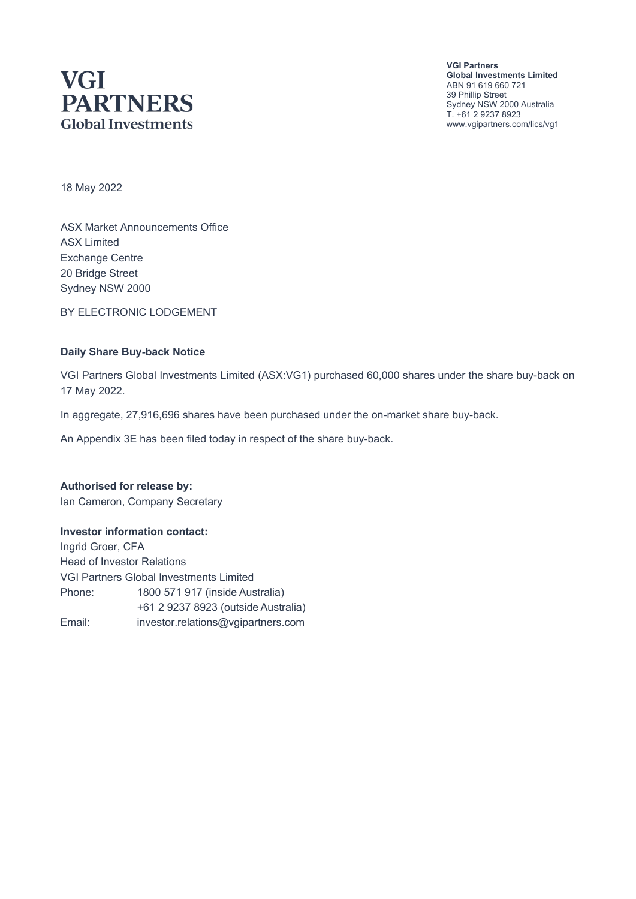**VGI PARTNERS**
**Global Investments**

**VGI Partners**
**Global Investments Limited**
ABN 91 619 660 721
39 Phillip Street
Sydney NSW 2000 Australia
T. +61 2 9237 8923
www.vgipartners.com/lics/vg1

18 May 2022

ASX Market Announcements Office
ASX Limited
Exchange Centre
20 Bridge Street
Sydney NSW 2000

BY ELECTRONIC LODGEMENT

**Daily Share Buy-back Notice**

VGI Partners Global Investments Limited (ASX:VG1) purchased 60,000 shares under the share buy-back on 17 May 2022.

In aggregate, 27,916,696 shares have been purchased under the on-market share buy-back.

An Appendix 3E has been filed today in respect of the share buy-back.

**Authorised for release by:**
Ian Cameron, Company Secretary

**Investor information contact:**
Ingrid Groer, CFA
Head of Investor Relations
VGI Partners Global Investments Limited

| | |
|---|---|
| Phone: | 1800 571 917 (inside Australia) |
| | +61 2 9237 8923 (outside Australia) |
| Email: | investor.relations@vgipartners.com |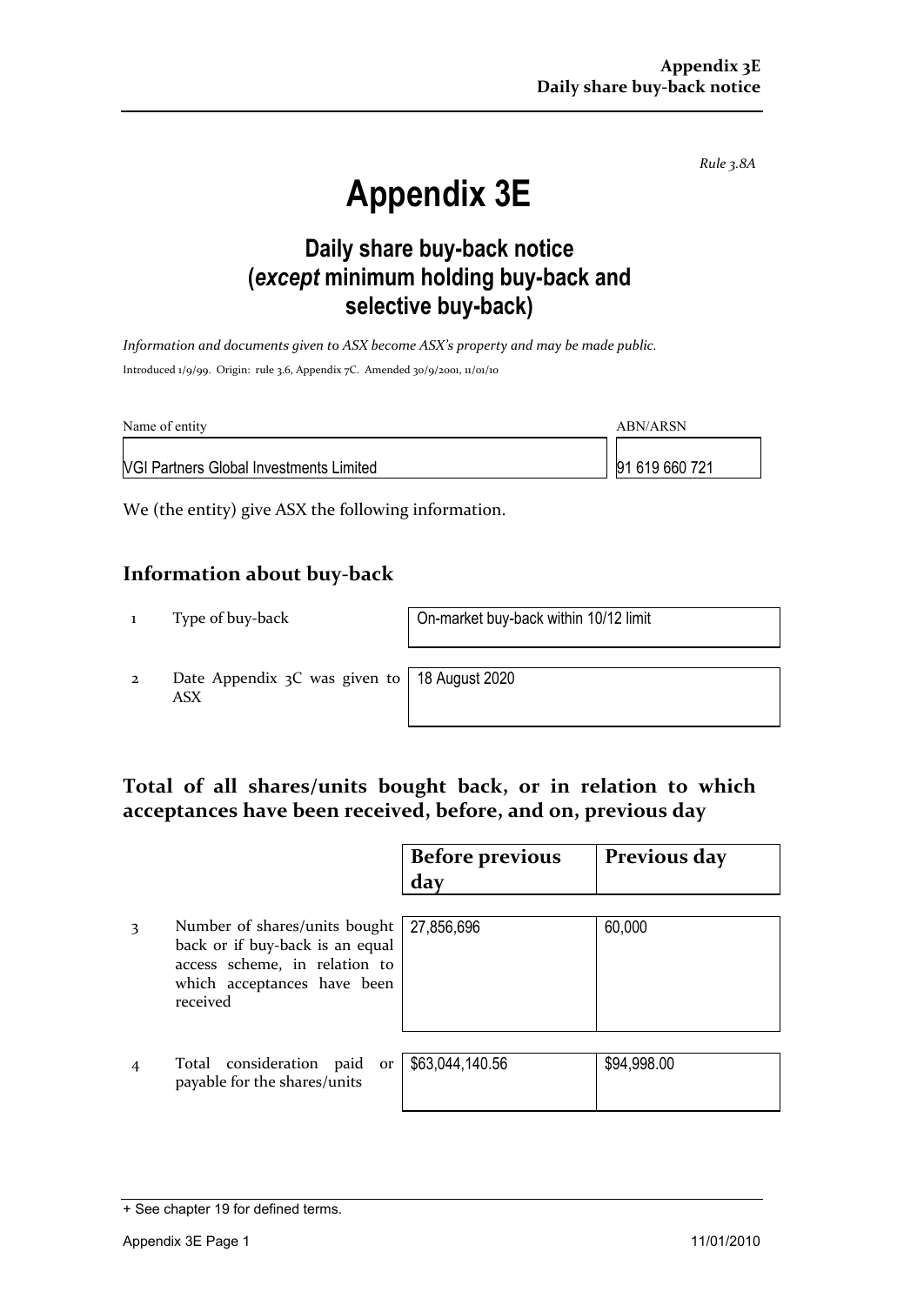Rule 3.8A

# Appendix 3E

## Daily share buy-back notice (*except* minimum holding buy-back and selective buy-back)

*Information and documents given to ASX become ASX's property and may be made public.*

Introduced 1/9/99. Origin: rule 3.6, Appendix 7C. Amended 30/9/2001, 11/01/10

| Name of entity | ABN/ARSN |
|---|---|
| VGI Partners Global Investments Limited | 91 619 660 721 |

We (the entity) give ASX the following information.

## Information about buy-back

| | | |
|---|---|---|
| 1 | Type of buy-back | On-market buy-back within 10/12 limit |
| 2 | Date Appendix 3C was given to ASX | 18 August 2020 |

## Total of all shares/units bought back, or in relation to which acceptances have been received, before, and on, previous day

| | | Before previous day | Previous day |
|---|---|---|---|
| 3 | Number of shares/units bought back or if buy-back is an equal access scheme, in relation to which acceptances have been received | 27,856,696 | 60,000 |
| 4 | Total consideration paid or payable for the shares/units | $63,044,140.56 | $94,998.00 |

+ See chapter 19 for defined terms.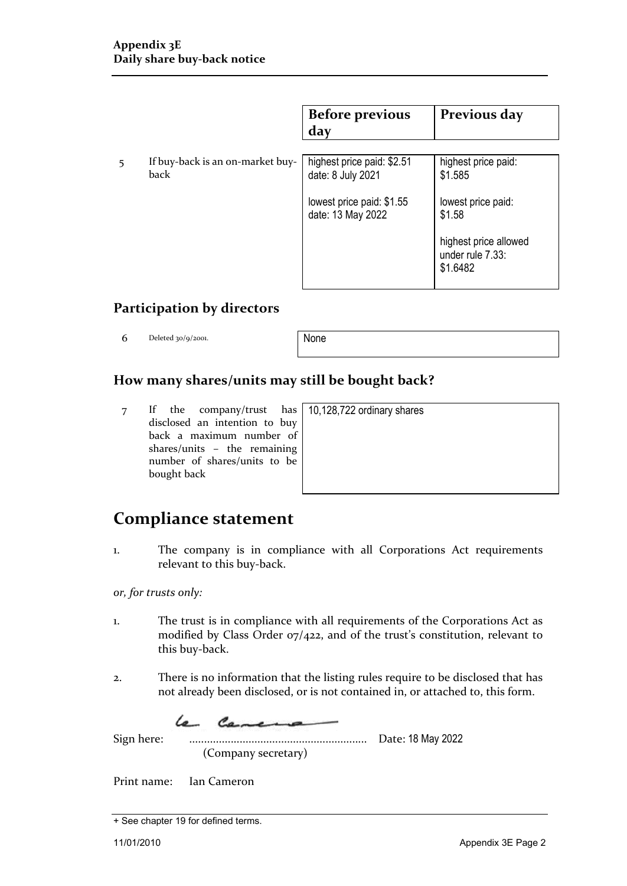| | | Before previous day | Previous day |
|---|---|---|---|
| 5 | If buy-back is an on-market buy-back | highest price paid: $2.51<br>date: 8 July 2021<br><br>lowest price paid: $1.55<br>date: 13 May 2022 | highest price paid: $1.585<br><br>lowest price paid: $1.58<br><br>highest price allowed under rule 7.33: $1.6482 |

## Participation by directors

| | | |
|---|---|---|
| 6 | Deleted 30/9/2001. | None |

## How many shares/units may still be bought back?

| | | |
|---|---|---|
| 7 | If the company/trust has disclosed an intention to buy back a maximum number of shares/units – the remaining number of shares/units to be bought back | 10,128,722 ordinary shares |

# Compliance statement

1. The company is in compliance with all Corporations Act requirements relevant to this buy-back.

*or, for trusts only:*

1. The trust is in compliance with all requirements of the Corporations Act as modified by Class Order 07/422, and of the trust's constitution, relevant to this buy-back.

2. There is no information that the listing rules require to be disclosed that has not already been disclosed, or is not contained in, or attached to, this form.

Sign here: ............................................................ Date: 18 May 2022
(Company secretary)

Print name: Ian Cameron

+ See chapter 19 for defined terms.